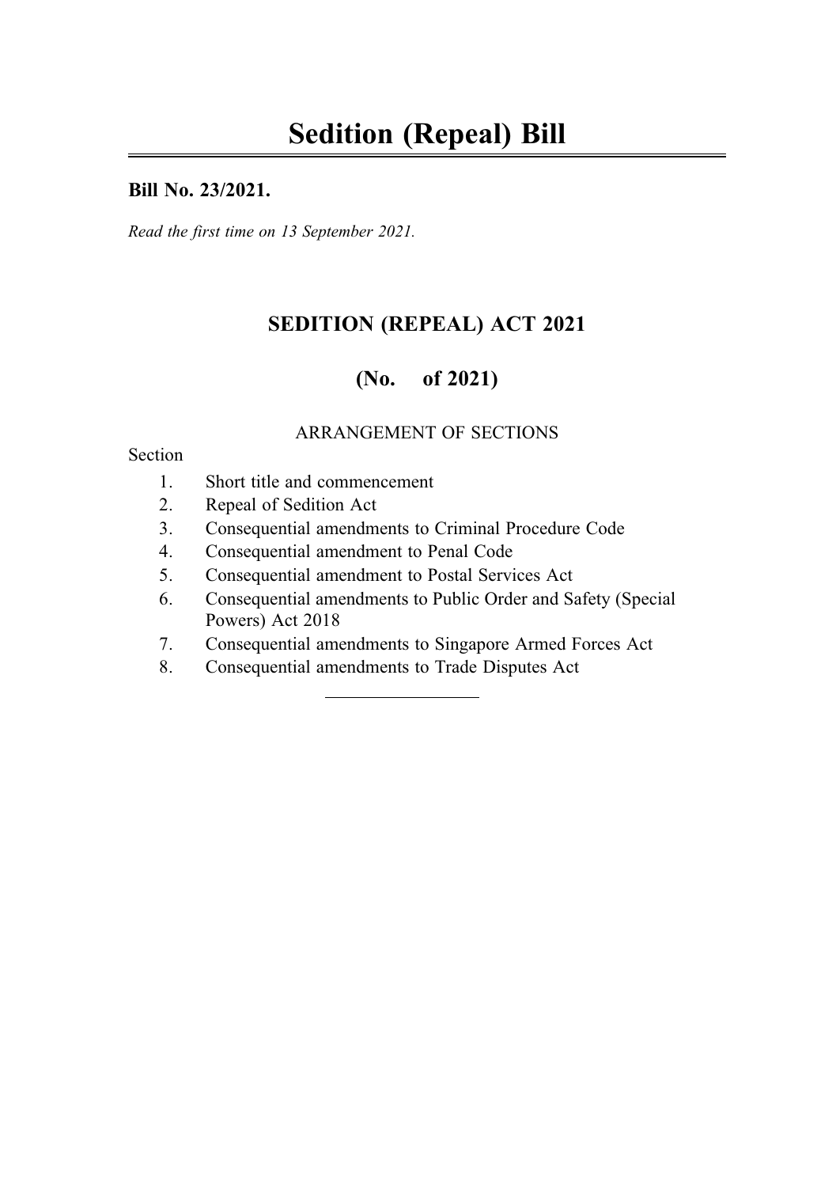# Sedition (Repeal) Bill

**Bill No. 23/2021.**

*Read the first time on 13 September 2021.*

## SEDITION (REPEAL) ACT 2021

## (No. of 2021)

ARRANGEMENT OF SECTIONS

Section

1. Short title and commencement
2. Repeal of Sedition Act
3. Consequential amendments to Criminal Procedure Code
4. Consequential amendment to Penal Code
5. Consequential amendment to Postal Services Act
6. Consequential amendments to Public Order and Safety (Special Powers) Act 2018
7. Consequential amendments to Singapore Armed Forces Act
8. Consequential amendments to Trade Disputes Act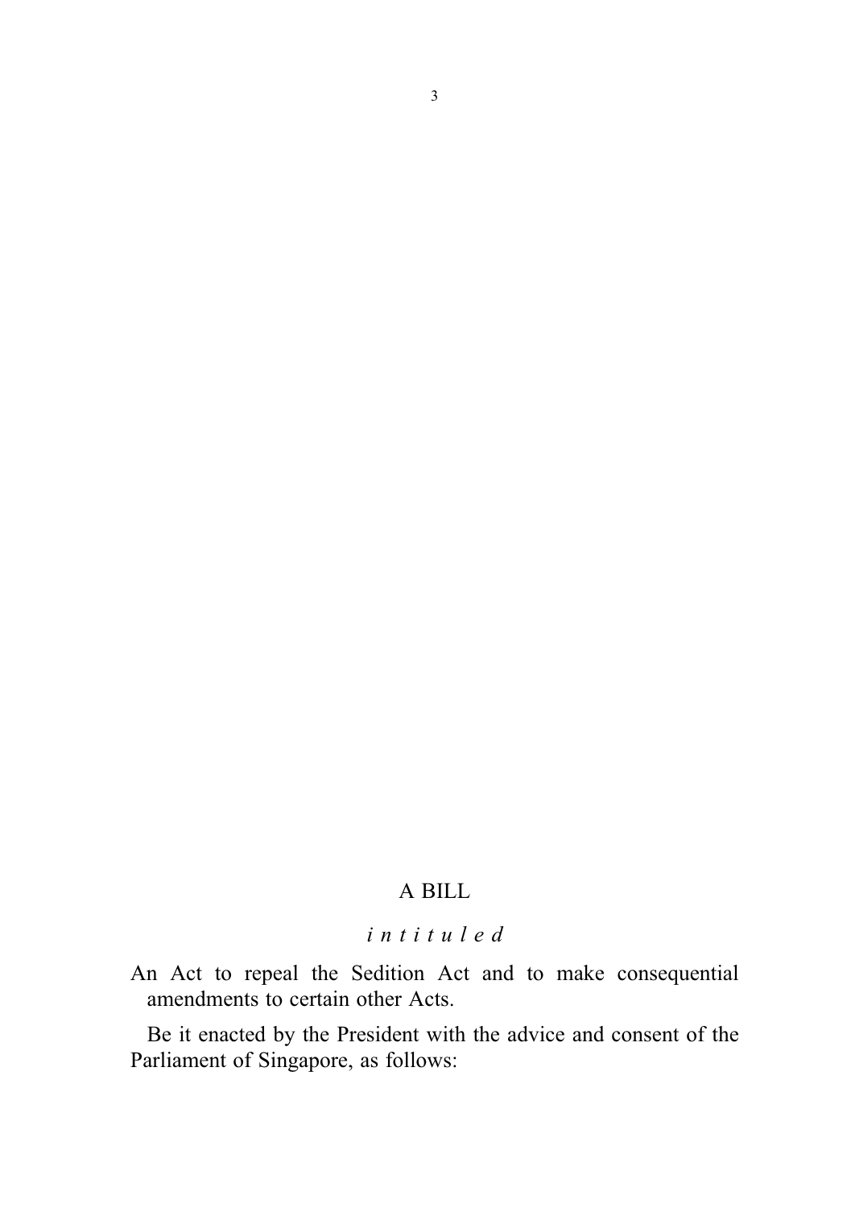# A BILL

*intituled*

An Act to repeal the Sedition Act and to make consequential amendments to certain other Acts.

Be it enacted by the President with the advice and consent of the Parliament of Singapore, as follows: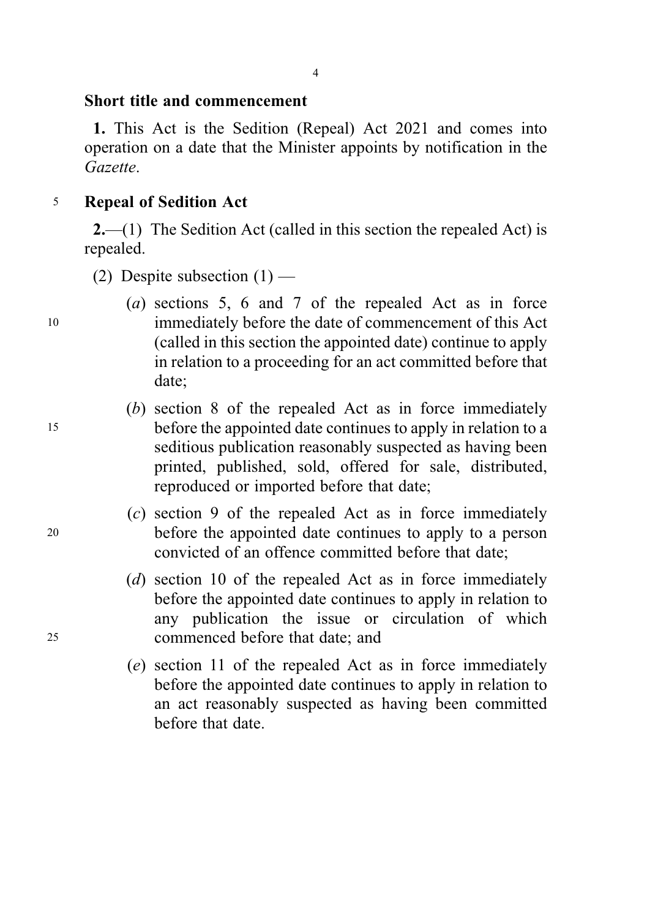### Short title and commencement

**1.** This Act is the Sedition (Repeal) Act 2021 and comes into operation on a date that the Minister appoints by notification in the *Gazette*.

### Repeal of Sedition Act

**2.**—(1) The Sedition Act (called in this section the repealed Act) is repealed.

(2) Despite subsection (1) —

(*a*) sections 5, 6 and 7 of the repealed Act as in force immediately before the date of commencement of this Act (called in this section the appointed date) continue to apply in relation to a proceeding for an act committed before that date;

(*b*) section 8 of the repealed Act as in force immediately before the appointed date continues to apply in relation to a seditious publication reasonably suspected as having been printed, published, sold, offered for sale, distributed, reproduced or imported before that date;

(*c*) section 9 of the repealed Act as in force immediately before the appointed date continues to apply to a person convicted of an offence committed before that date;

(*d*) section 10 of the repealed Act as in force immediately before the appointed date continues to apply in relation to any publication the issue or circulation of which commenced before that date; and

(*e*) section 11 of the repealed Act as in force immediately before the appointed date continues to apply in relation to an act reasonably suspected as having been committed before that date.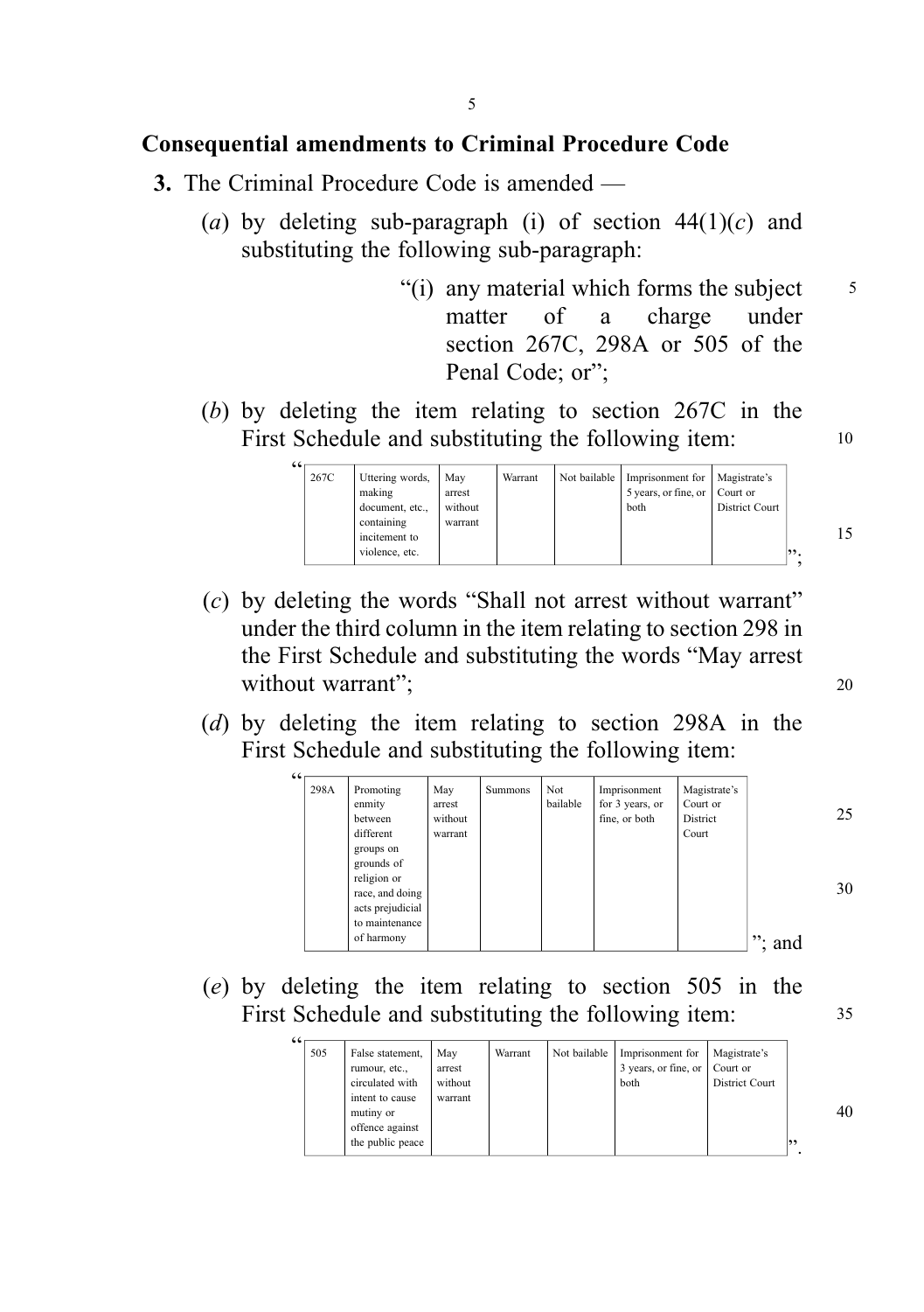## Consequential amendments to Criminal Procedure Code

**3.** The Criminal Procedure Code is amended —

(*a*) by deleting sub-paragraph (i) of section 44(1)(*c*) and substituting the following sub-paragraph:

> "(i) any material which forms the subject matter of a charge under section 267C, 298A or 505 of the Penal Code; or";

(*b*) by deleting the item relating to section 267C in the First Schedule and substituting the following item:

"

| | | | | | | |
|---|---|---|---|---|---|---|
| 267C | Uttering words, making document, etc., containing incitement to violence, etc. | May arrest without warrant | Warrant | Not bailable | Imprisonment for 5 years, or fine, or both | Magistrate's Court or District Court |

";

(*c*) by deleting the words "Shall not arrest without warrant" under the third column in the item relating to section 298 in the First Schedule and substituting the words "May arrest without warrant";

(*d*) by deleting the item relating to section 298A in the First Schedule and substituting the following item:

"

| | | | | | | |
|---|---|---|---|---|---|---|
| 298A | Promoting enmity between different groups on grounds of religion or race, and doing acts prejudicial to maintenance of harmony | May arrest without warrant | Summons | Not bailable | Imprisonment for 3 years, or fine, or both | Magistrate's Court or District Court |

"; and

(*e*) by deleting the item relating to section 505 in the First Schedule and substituting the following item:

"

| | | | | | | |
|---|---|---|---|---|---|---|
| 505 | False statement, rumour, etc., circulated with intent to cause mutiny or offence against the public peace | May arrest without warrant | Warrant | Not bailable | Imprisonment for 3 years, or fine, or both | Magistrate's Court or District Court |

".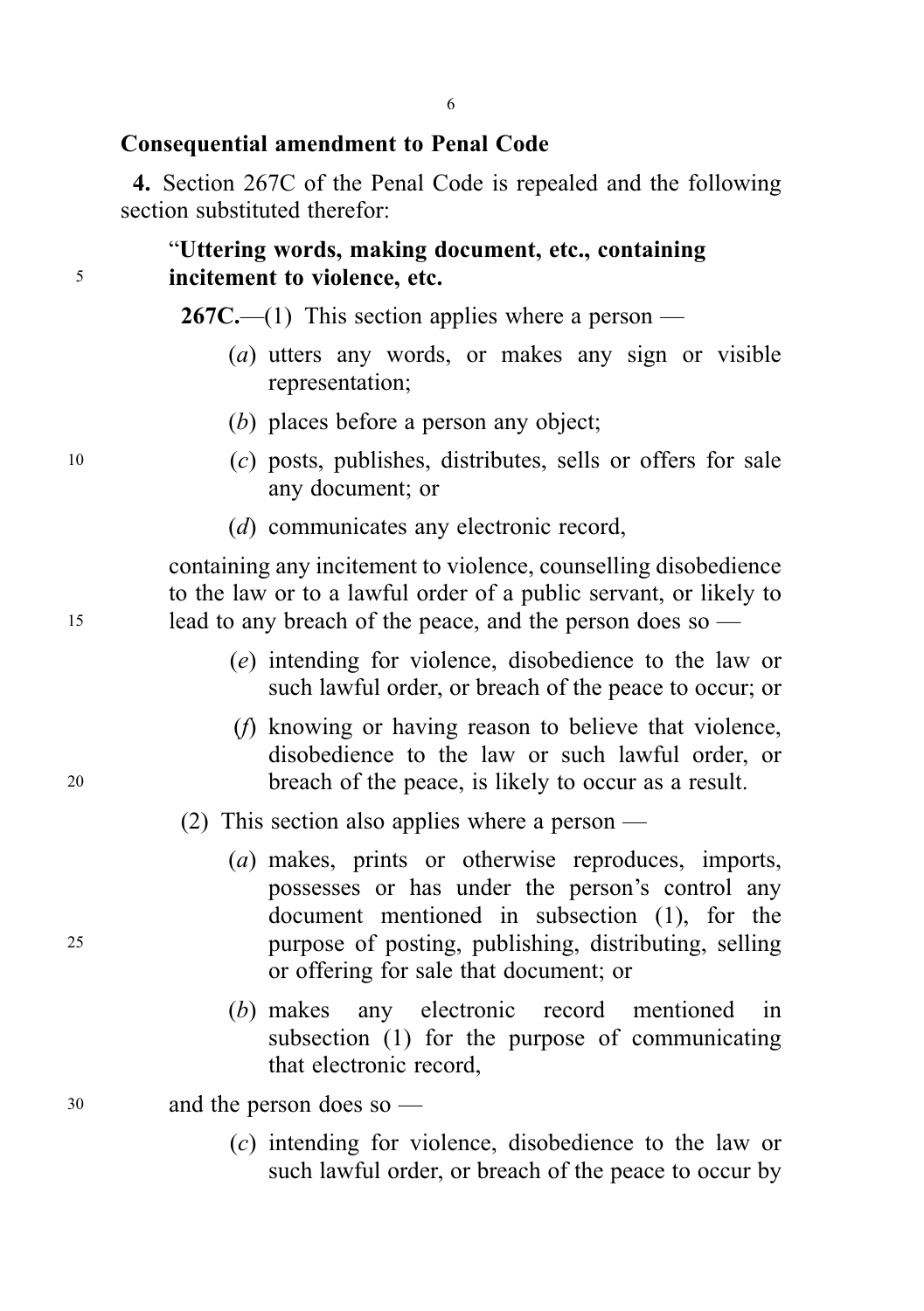## Consequential amendment to Penal Code

**4.** Section 267C of the Penal Code is repealed and the following section substituted therefor:

"**Uttering words, making document, etc., containing incitement to violence, etc.**

**267C.**—(1) This section applies where a person —

(*a*) utters any words, or makes any sign or visible representation;

(*b*) places before a person any object;

(*c*) posts, publishes, distributes, sells or offers for sale any document; or

(*d*) communicates any electronic record,

containing any incitement to violence, counselling disobedience to the law or to a lawful order of a public servant, or likely to lead to any breach of the peace, and the person does so —

(*e*) intending for violence, disobedience to the law or such lawful order, or breach of the peace to occur; or

(*f*) knowing or having reason to believe that violence, disobedience to the law or such lawful order, or breach of the peace, is likely to occur as a result.

(2) This section also applies where a person —

(*a*) makes, prints or otherwise reproduces, imports, possesses or has under the person's control any document mentioned in subsection (1), for the purpose of posting, publishing, distributing, selling or offering for sale that document; or

(*b*) makes any electronic record mentioned in subsection (1) for the purpose of communicating that electronic record,

and the person does so —

(*c*) intending for violence, disobedience to the law or such lawful order, or breach of the peace to occur by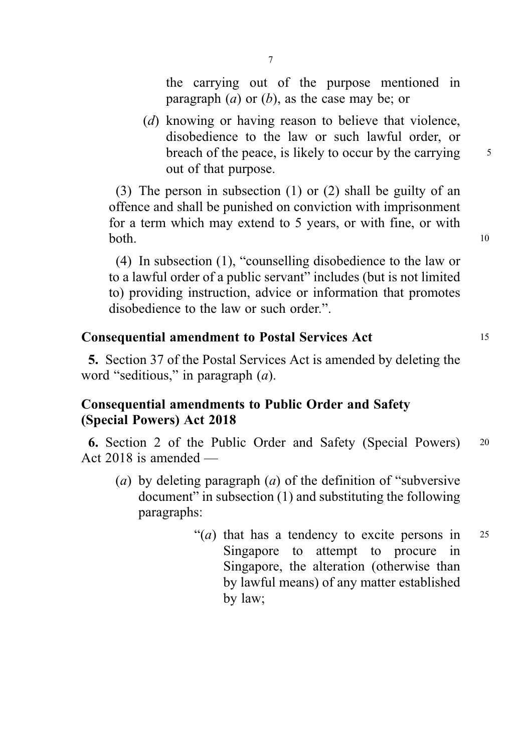the carrying out of the purpose mentioned in paragraph (*a*) or (*b*), as the case may be; or

(*d*) knowing or having reason to believe that violence, disobedience to the law or such lawful order, or breach of the peace, is likely to occur by the carrying out of that purpose.

(3) The person in subsection (1) or (2) shall be guilty of an offence and shall be punished on conviction with imprisonment for a term which may extend to 5 years, or with fine, or with both.

(4) In subsection (1), "counselling disobedience to the law or to a lawful order of a public servant" includes (but is not limited to) providing instruction, advice or information that promotes disobedience to the law or such order.".

**Consequential amendment to Postal Services Act**

**5.** Section 37 of the Postal Services Act is amended by deleting the word "seditious," in paragraph (*a*).

**Consequential amendments to Public Order and Safety (Special Powers) Act 2018**

**6.** Section 2 of the Public Order and Safety (Special Powers) Act 2018 is amended —

(*a*) by deleting paragraph (*a*) of the definition of "subversive document" in subsection (1) and substituting the following paragraphs:

"(*a*) that has a tendency to excite persons in Singapore to attempt to procure in Singapore, the alteration (otherwise than by lawful means) of any matter established by law;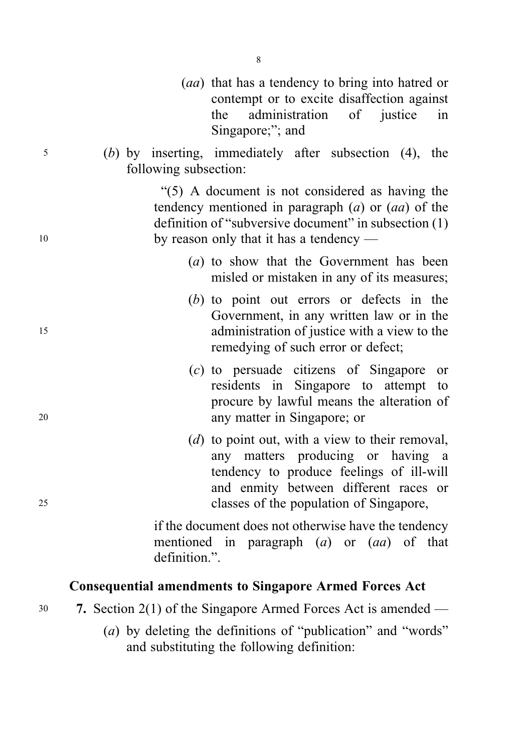(*aa*) that has a tendency to bring into hatred or contempt or to excite disaffection against the administration of justice in Singapore;"; and

(*b*) by inserting, immediately after subsection (4), the following subsection:

"(5) A document is not considered as having the tendency mentioned in paragraph (*a*) or (*aa*) of the definition of "subversive document" in subsection (1) by reason only that it has a tendency —

(*a*) to show that the Government has been misled or mistaken in any of its measures;

(*b*) to point out errors or defects in the Government, in any written law or in the administration of justice with a view to the remedying of such error or defect;

(*c*) to persuade citizens of Singapore or residents in Singapore to attempt to procure by lawful means the alteration of any matter in Singapore; or

(*d*) to point out, with a view to their removal, any matters producing or having a tendency to produce feelings of ill-will and enmity between different races or classes of the population of Singapore,

if the document does not otherwise have the tendency mentioned in paragraph (*a*) or (*aa*) of that definition.".

**Consequential amendments to Singapore Armed Forces Act**

**7.** Section 2(1) of the Singapore Armed Forces Act is amended —

(*a*) by deleting the definitions of "publication" and "words" and substituting the following definition: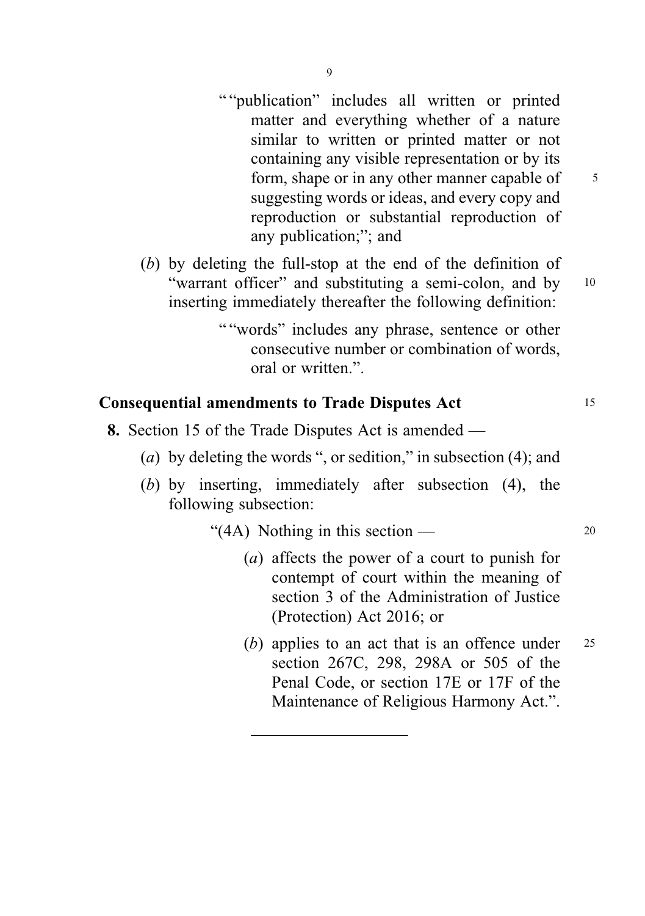""publication" includes all written or printed matter and everything whether of a nature similar to written or printed matter or not containing any visible representation or by its form, shape or in any other manner capable of suggesting words or ideas, and every copy and reproduction or substantial reproduction of any publication;"; and

(*b*) by deleting the full-stop at the end of the definition of "warrant officer" and substituting a semi-colon, and by inserting immediately thereafter the following definition:

> ""words" includes any phrase, sentence or other consecutive number or combination of words, oral or written.".

**Consequential amendments to Trade Disputes Act**

**8.** Section 15 of the Trade Disputes Act is amended —

(*a*) by deleting the words ", or sedition," in subsection (4); and

(*b*) by inserting, immediately after subsection (4), the following subsection:

> "(4A) Nothing in this section —
>
> (*a*) affects the power of a court to punish for contempt of court within the meaning of section 3 of the Administration of Justice (Protection) Act 2016; or
>
> (*b*) applies to an act that is an offence under section 267C, 298, 298A or 505 of the Penal Code, or section 17E or 17F of the Maintenance of Religious Harmony Act.".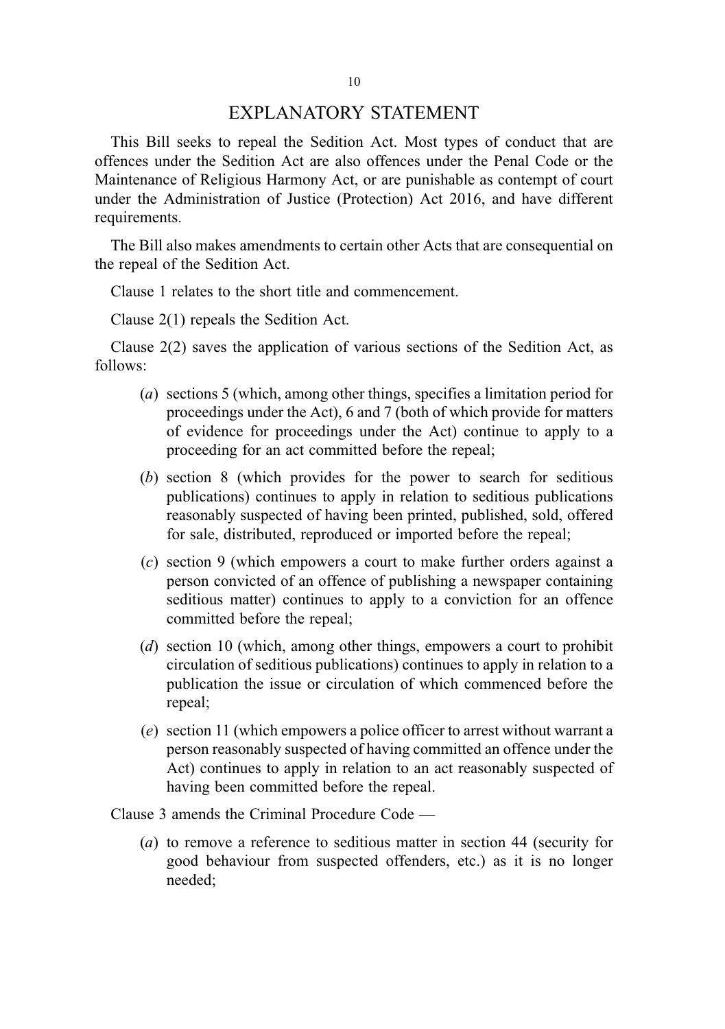# EXPLANATORY STATEMENT

This Bill seeks to repeal the Sedition Act. Most types of conduct that are offences under the Sedition Act are also offences under the Penal Code or the Maintenance of Religious Harmony Act, or are punishable as contempt of court under the Administration of Justice (Protection) Act 2016, and have different requirements.

The Bill also makes amendments to certain other Acts that are consequential on the repeal of the Sedition Act.

Clause 1 relates to the short title and commencement.

Clause 2(1) repeals the Sedition Act.

Clause 2(2) saves the application of various sections of the Sedition Act, as follows:

(*a*) sections 5 (which, among other things, specifies a limitation period for proceedings under the Act), 6 and 7 (both of which provide for matters of evidence for proceedings under the Act) continue to apply to a proceeding for an act committed before the repeal;

(*b*) section 8 (which provides for the power to search for seditious publications) continues to apply in relation to seditious publications reasonably suspected of having been printed, published, sold, offered for sale, distributed, reproduced or imported before the repeal;

(*c*) section 9 (which empowers a court to make further orders against a person convicted of an offence of publishing a newspaper containing seditious matter) continues to apply to a conviction for an offence committed before the repeal;

(*d*) section 10 (which, among other things, empowers a court to prohibit circulation of seditious publications) continues to apply in relation to a publication the issue or circulation of which commenced before the repeal;

(*e*) section 11 (which empowers a police officer to arrest without warrant a person reasonably suspected of having committed an offence under the Act) continues to apply in relation to an act reasonably suspected of having been committed before the repeal.

Clause 3 amends the Criminal Procedure Code —

(*a*) to remove a reference to seditious matter in section 44 (security for good behaviour from suspected offenders, etc.) as it is no longer needed;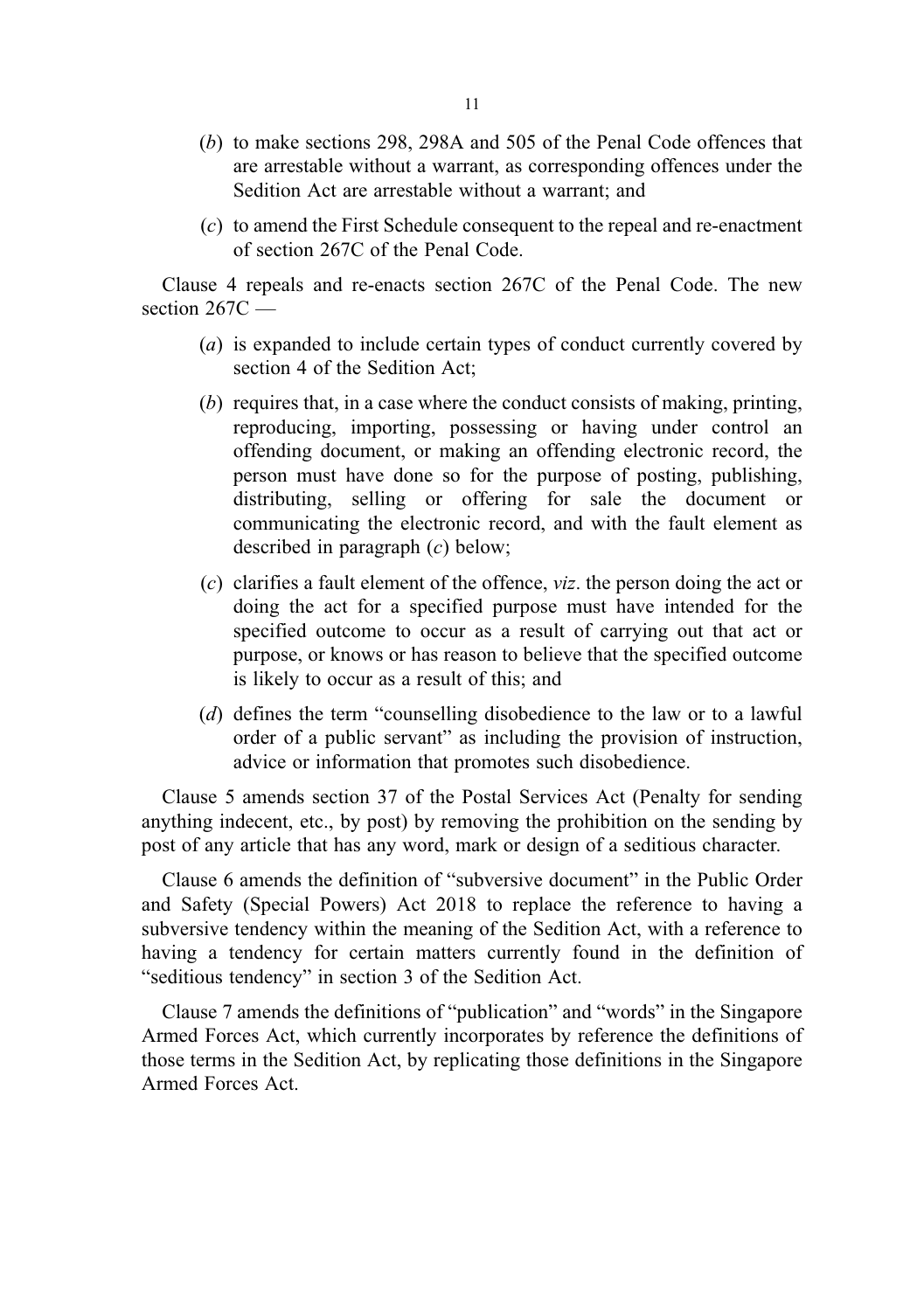(*b*) to make sections 298, 298A and 505 of the Penal Code offences that are arrestable without a warrant, as corresponding offences under the Sedition Act are arrestable without a warrant; and

(*c*) to amend the First Schedule consequent to the repeal and re-enactment of section 267C of the Penal Code.

Clause 4 repeals and re-enacts section 267C of the Penal Code. The new section 267C —

(*a*) is expanded to include certain types of conduct currently covered by section 4 of the Sedition Act;

(*b*) requires that, in a case where the conduct consists of making, printing, reproducing, importing, possessing or having under control an offending document, or making an offending electronic record, the person must have done so for the purpose of posting, publishing, distributing, selling or offering for sale the document or communicating the electronic record, and with the fault element as described in paragraph (*c*) below;

(*c*) clarifies a fault element of the offence, *viz*. the person doing the act or doing the act for a specified purpose must have intended for the specified outcome to occur as a result of carrying out that act or purpose, or knows or has reason to believe that the specified outcome is likely to occur as a result of this; and

(*d*) defines the term "counselling disobedience to the law or to a lawful order of a public servant" as including the provision of instruction, advice or information that promotes such disobedience.

Clause 5 amends section 37 of the Postal Services Act (Penalty for sending anything indecent, etc., by post) by removing the prohibition on the sending by post of any article that has any word, mark or design of a seditious character.

Clause 6 amends the definition of "subversive document" in the Public Order and Safety (Special Powers) Act 2018 to replace the reference to having a subversive tendency within the meaning of the Sedition Act, with a reference to having a tendency for certain matters currently found in the definition of "seditious tendency" in section 3 of the Sedition Act.

Clause 7 amends the definitions of "publication" and "words" in the Singapore Armed Forces Act, which currently incorporates by reference the definitions of those terms in the Sedition Act, by replicating those definitions in the Singapore Armed Forces Act.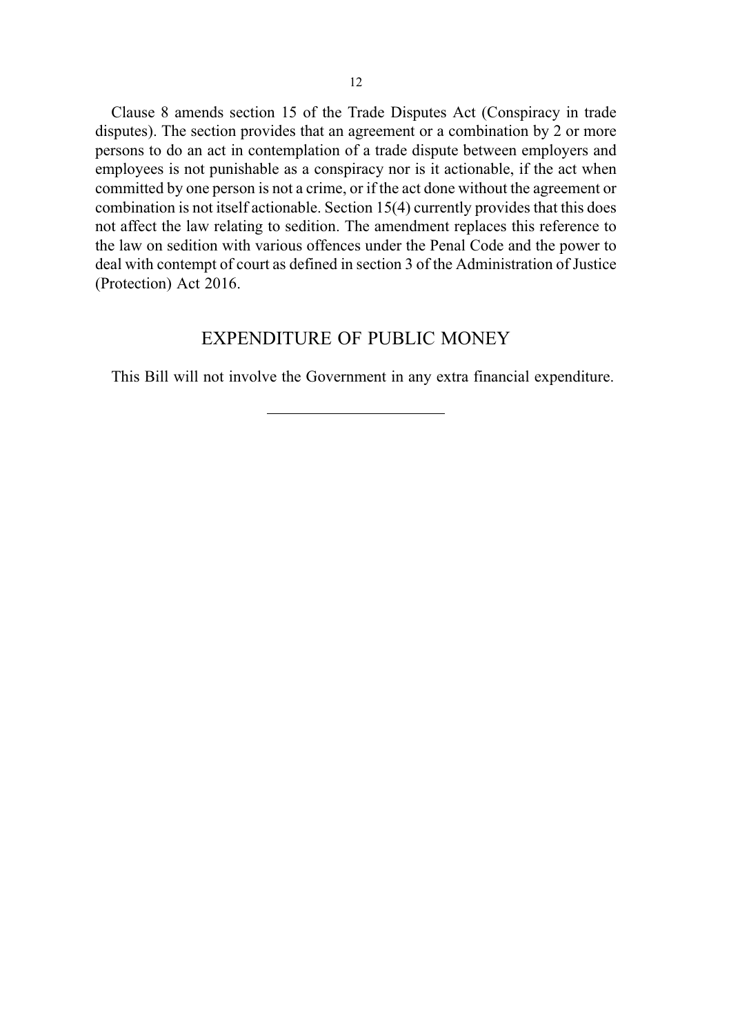Clause 8 amends section 15 of the Trade Disputes Act (Conspiracy in trade disputes). The section provides that an agreement or a combination by 2 or more persons to do an act in contemplation of a trade dispute between employers and employees is not punishable as a conspiracy nor is it actionable, if the act when committed by one person is not a crime, or if the act done without the agreement or combination is not itself actionable. Section 15(4) currently provides that this does not affect the law relating to sedition. The amendment replaces this reference to the law on sedition with various offences under the Penal Code and the power to deal with contempt of court as defined in section 3 of the Administration of Justice (Protection) Act 2016.

## EXPENDITURE OF PUBLIC MONEY

This Bill will not involve the Government in any extra financial expenditure.